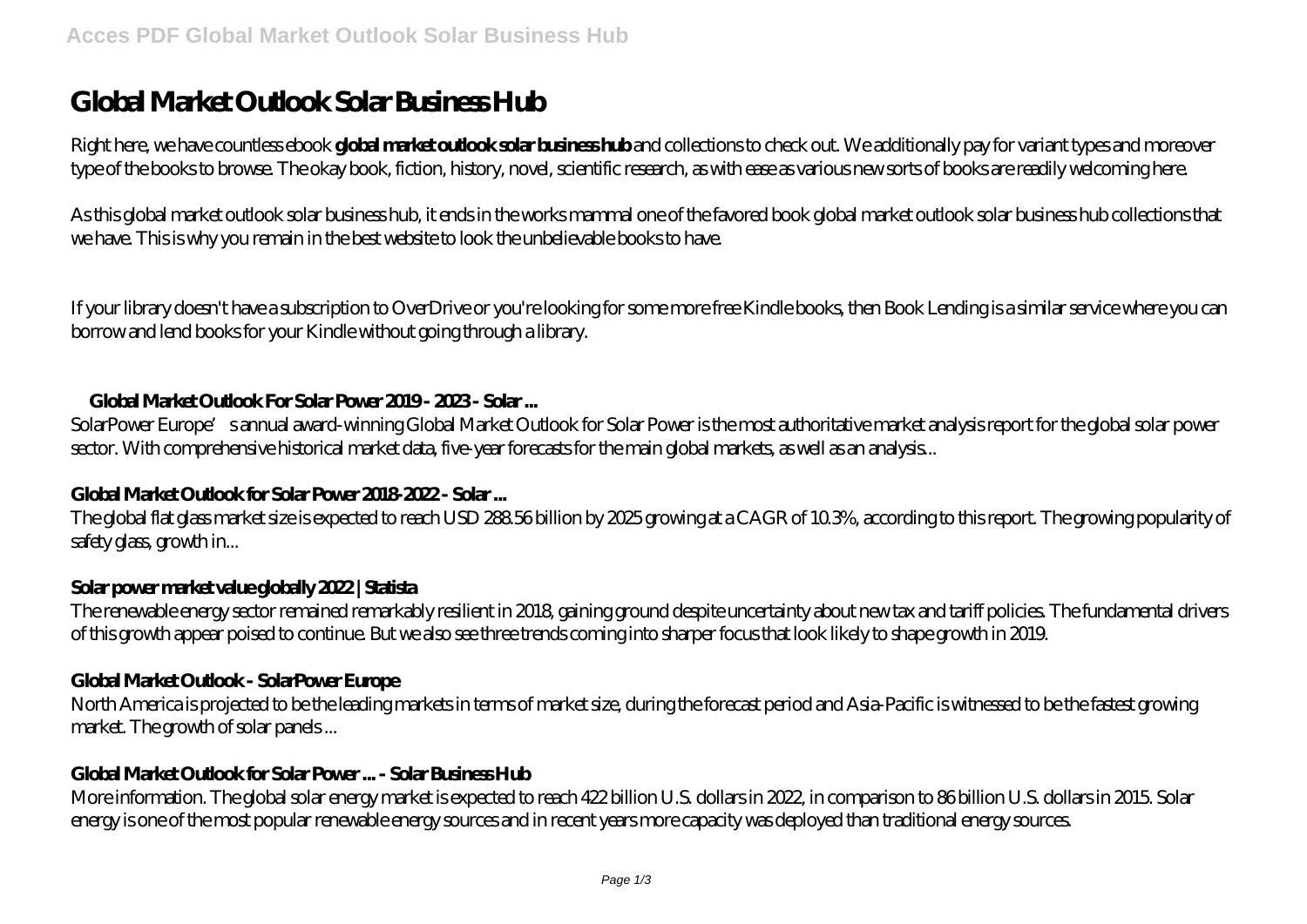# Global Market Outlook Solar Business Hub

Right here, we have countless ebook **global market outlook solar business hub** and collections to check out. We additionally pay for variant types and moreover type of the books to browse. The okay book, fiction, history, novel, scientific research, as with ease as various new sorts of books are readily welcoming here.

As this global market outlook solar business hub, it ends in the works mammal one of the favored book global market outlook solar business hub collections that we have. This is why you remain in the best website to look the unbelievable books to have.

If your library doesn't have a subscription to OverDrive or you're looking for some more free Kindle books, then Book Lending is a similar service where you can borrow and lend books for your Kindle without going through a library.

### Global Market Outlook For Solar Power 2019 - 2023 - Solar ...

SolarPower Europe's annual award-winning Global Market Outlook for Solar Power is the most authoritative market analysis report for the global solar power sector. With comprehensive historical market data, five-year forecasts for the main global markets, as well as an analysis...

### Global Market Outlook for Solar Power 2018-2022 - Solar ...

The global flat glass market size is expected to reach USD 288.56 billion by 2025 growing at a CAGR of 10.3%, according to this report. The growing popularity of safety glass, growth in...

### Solar power market value globally 2022 | Statista

The renewable energy sector remained remarkably resilient in 2018, gaining ground despite uncertainty about new tax and tariff policies. The fundamental drivers of this growth appear poised to continue. But we also see three trends coming into sharper focus that look likely to shape growth in 2019.

### Global Market Outlook - SolarPower Europe

North America is projected to be the leading markets in terms of market size, during the forecast period and Asia-Pacific is witnessed to be the fastest growing market. The growth of solar panels ...

### Global Market Outlook for Solar Power ... - Solar Business Hub

More information. The global solar energy market is expected to reach 422 billion U.S. dollars in 2022, in comparison to 86 billion U.S. dollars in 2015. Solar energy is one of the most popular renewable energy sources and in recent years more capacity was deployed than traditional energy sources.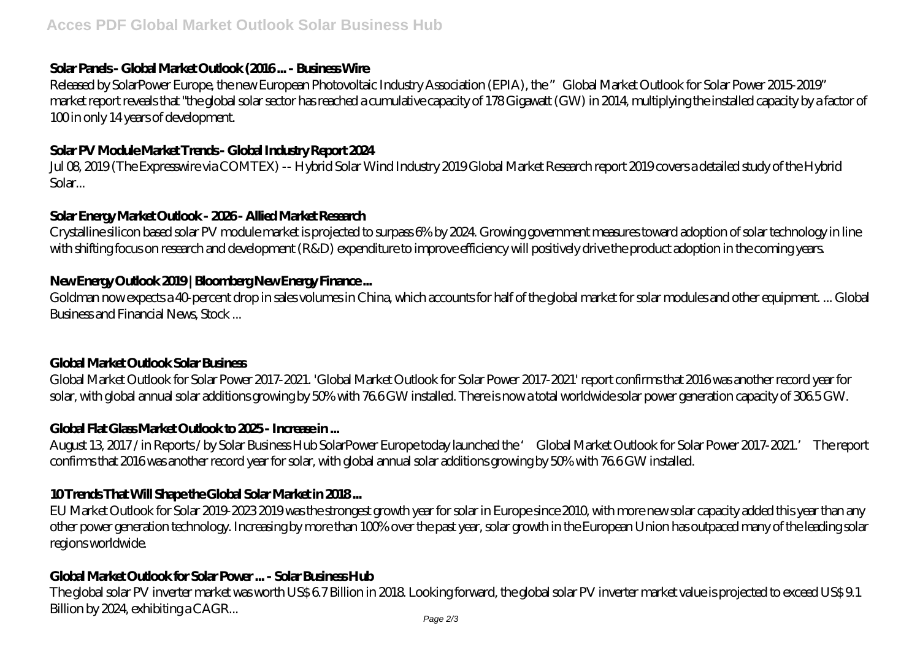### Solar Panels - Global Market Outlook (2016 ... - Business Wire

Released by SolarPower Europe, the new European Photovoltaic Industry Association (EPIA), the "Global Market Outlook for Solar Power 2015-2019" market report reveals that "the global solar sector has reached a cumulative capacity of 178 Gigawatt (GW) in 2014, multiplying the installed capacity by a factor of 100 in only 14 years of development.

### Solar PV Module Market Trends - Global Industry Report 2024

Jul 08, 2019 (The Expresswire via COMTEX) -- Hybrid Solar Wind Industry 2019 Global Market Research report 2019 covers a detailed study of the Hybrid Solar...

### Solar Energy Market Outlook - 2026 - Allied Market Research

Crystalline silicon based solar PV module market is projected to surpass 6% by 2024. Growing government measures toward adoption of solar technology in line with shifting focus on research and development (R&D) expenditure to improve efficiency will positively drive the product adoption in the coming years.

### New Energy Outlook 2019 | Bloomberg New Energy Finance ...

Goldman now expects a 40-percent drop in sales volumes in China, which accounts for half of the global market for solar modules and other equipment. ... Global Business and Financial News, Stock ...

### Global Market Outlook Solar Business

Global Market Outlook for Solar Power 2017-2021. 'Global Market Outlook for Solar Power 2017-2021' report confirms that 2016 was another record year for solar, with global annual solar additions growing by 50% with 76.6 GW installed. There is now a total worldwide solar power generation capacity of 306.5 GW.

### Global Flat Glass Market Outlook to 2025 - Increase in ...

August 13, 2017 / in Reports / by Solar Business Hub SolarPower Europe today launched the 'Global Market Outlook for Solar Power 2017-2021.' The report confirms that 2016 was another record year for solar, with global annual solar additions growing by 50% with 76.6 GW installed.

### 10 Trends That Will Shape the Global Solar Market in 2018 ...

EU Market Outlook for Solar 2019-2023 2019 was the strongest growth year for solar in Europe since 2010, with more new solar capacity added this year than any other power generation technology. Increasing by more than 100% over the past year, solar growth in the European Union has outpaced many of the leading solar regions worldwide.

### Global Market Outlook for Solar Power ... - Solar Business Hub

The global solar PV inverter market was worth US$ 6.7 Billion in 2018. Looking forward, the global solar PV inverter market value is projected to exceed US$ 9.1 Billion by 2024, exhibiting a CAGR...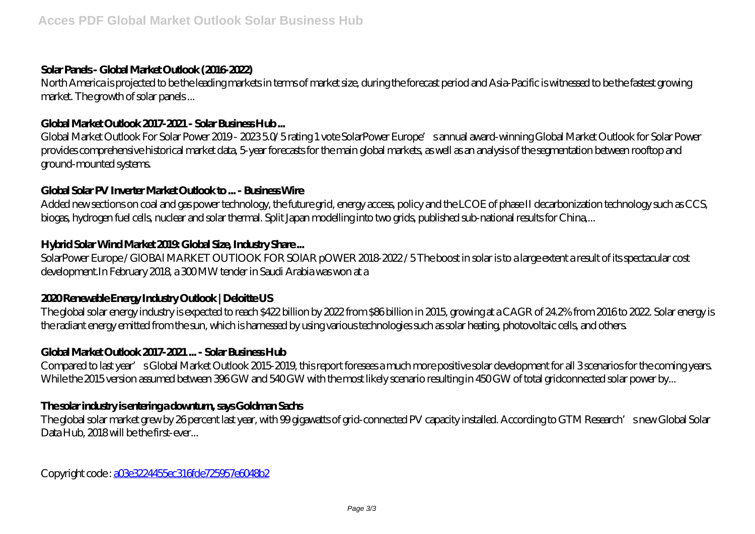**Solar Panels - Global Market Outlook (2016-2022)**

North America is projected to be the leading markets in terms of market size, during the forecast period and Asia-Pacific is witnessed to be the fastest growing market. The growth of solar panels ...

**Global Market Outlook 2017-2021 - Solar Business Hub ...**

Global Market Outlook For Solar Power 2019 - 2023 5.0/ 5 rating 1 vote SolarPower Europe's annual award-winning Global Market Outlook for Solar Power provides comprehensive historical market data, 5-year forecasts for the main global markets, as well as an analysis of the segmentation between rooftop and ground-mounted systems.

**Global Solar PV Inverter Market Outlook to ... - Business Wire**

Added new sections on coal and gas power technology, the future grid, energy access, policy and the LCOE of phase II decarbonization technology such as CCS, biogas, hydrogen fuel cells, nuclear and solar thermal. Split Japan modelling into two grids, published sub-national results for China,...

**Hybrid Solar Wind Market 2019: Global Size, Industry Share ...**

SolarPower Europe / GlOBAl MARKET OUTlOOK FOR SOlAR pOWER 2018-2022 / 5 The boost in solar is to a large extent a result of its spectacular cost development.In February 2018, a 300 MW tender in Saudi Arabia was won at a

**2020 Renewable Energy Industry Outlook | Deloitte US**

The global solar energy industry is expected to reach $422 billion by 2022 from $86 billion in 2015, growing at a CAGR of 24.2% from 2016 to 2022. Solar energy is the radiant energy emitted from the sun, which is harnessed by using various technologies such as solar heating, photovoltaic cells, and others.

**Global Market Outlook 2017-2021 ... - Solar Business Hub**

Compared to last year's Global Market Outlook 2015-2019, this report foresees a much more positive solar development for all 3 scenarios for the coming years. While the 2015 version assumed between 396 GW and 540 GW with the most likely scenario resulting in 450 GW of total gridconnected solar power by...

**The solar industry is entering a downturn, says Goldman Sachs**

The global solar market grew by 26 percent last year, with 99 gigawatts of grid-connected PV capacity installed. According to GTM Research's new Global Solar Data Hub, 2018 will be the first-ever...

Copyright code : a03e3224455ec316fde725957e6048b2